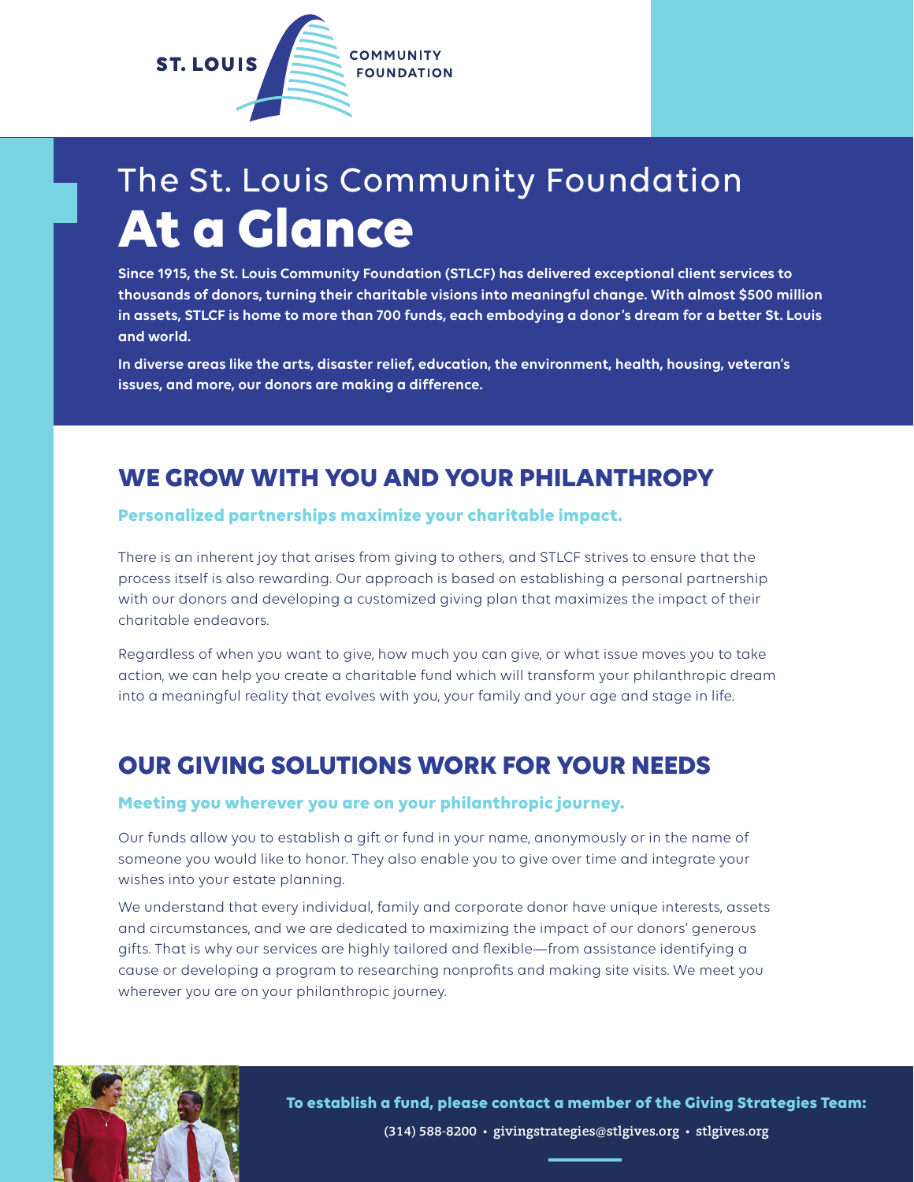ST. LOUIS COMMUNITY FOUNDATION

# The St. Louis Community Foundation **At a Glance**

**Since 1915, the St. Louis Community Foundation (STLCF) has delivered exceptional client services to thousands of donors, turning their charitable visions into meaningful change. With almost $500 million in assets, STLCF is home to more than 700 funds, each embodying a donor's dream for a better St. Louis and world.**

**In diverse areas like the arts, disaster relief, education, the environment, health, housing, veteran's issues, and more, our donors are making a difference.**

## WE GROW WITH YOU AND YOUR PHILANTHROPY

### Personalized partnerships maximize your charitable impact.

There is an inherent joy that arises from giving to others, and STLCF strives to ensure that the process itself is also rewarding. Our approach is based on establishing a personal partnership with our donors and developing a customized giving plan that maximizes the impact of their charitable endeavors.

Regardless of when you want to give, how much you can give, or what issue moves you to take action, we can help you create a charitable fund which will transform your philanthropic dream into a meaningful reality that evolves with you, your family and your age and stage in life.

## OUR GIVING SOLUTIONS WORK FOR YOUR NEEDS

### Meeting you wherever you are on your philanthropic journey.

Our funds allow you to establish a gift or fund in your name, anonymously or in the name of someone you would like to honor. They also enable you to give over time and integrate your wishes into your estate planning.

We understand that every individual, family and corporate donor have unique interests, assets and circumstances, and we are dedicated to maximizing the impact of our donors' generous gifts. That is why our services are highly tailored and flexible—from assistance identifying a cause or developing a program to researching nonprofits and making site visits. We meet you wherever you are on your philanthropic journey.

**To establish a fund, please contact a member of the Giving Strategies Team:**

(314) 588-8200 • givingstrategies@stlgives.org • stlgives.org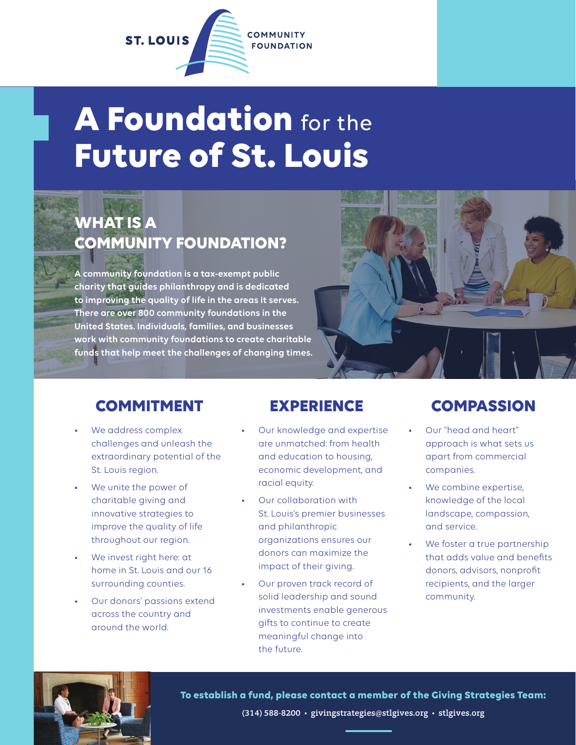ST. LOUIS COMMUNITY FOUNDATION

# A Foundation for the Future of St. Louis

## WHAT IS A COMMUNITY FOUNDATION?

**A community foundation is a tax-exempt public charity that guides philanthropy and is dedicated to improving the quality of life in the areas it serves. There are over 800 community foundations in the United States. Individuals, families, and businesses work with community foundations to create charitable funds that help meet the challenges of changing times.**

## COMMITMENT

- We address complex challenges and unleash the extraordinary potential of the St. Louis region.
- We unite the power of charitable giving and innovative strategies to improve the quality of life throughout our region.
- We invest right here: at home in St. Louis and our 16 surrounding counties.
- Our donors' passions extend across the country and around the world.

## EXPERIENCE

- Our knowledge and expertise are unmatched: from health and education to housing, economic development, and racial equity.
- Our collaboration with St. Louis's premier businesses and philanthropic organizations ensures our donors can maximize the impact of their giving.
- Our proven track record of solid leadership and sound investments enable generous gifts to continue to create meaningful change into the future.

## COMPASSION

- Our "head and heart" approach is what sets us apart from commercial companies.
- We combine expertise, knowledge of the local landscape, compassion, and service.
- We foster a true partnership that adds value and benefits donors, advisors, nonprofit recipients, and the larger community.

**To establish a fund, please contact a member of the Giving Strategies Team:**

(314) 588-8200 • givingstrategies@stlgives.org • stlgives.org